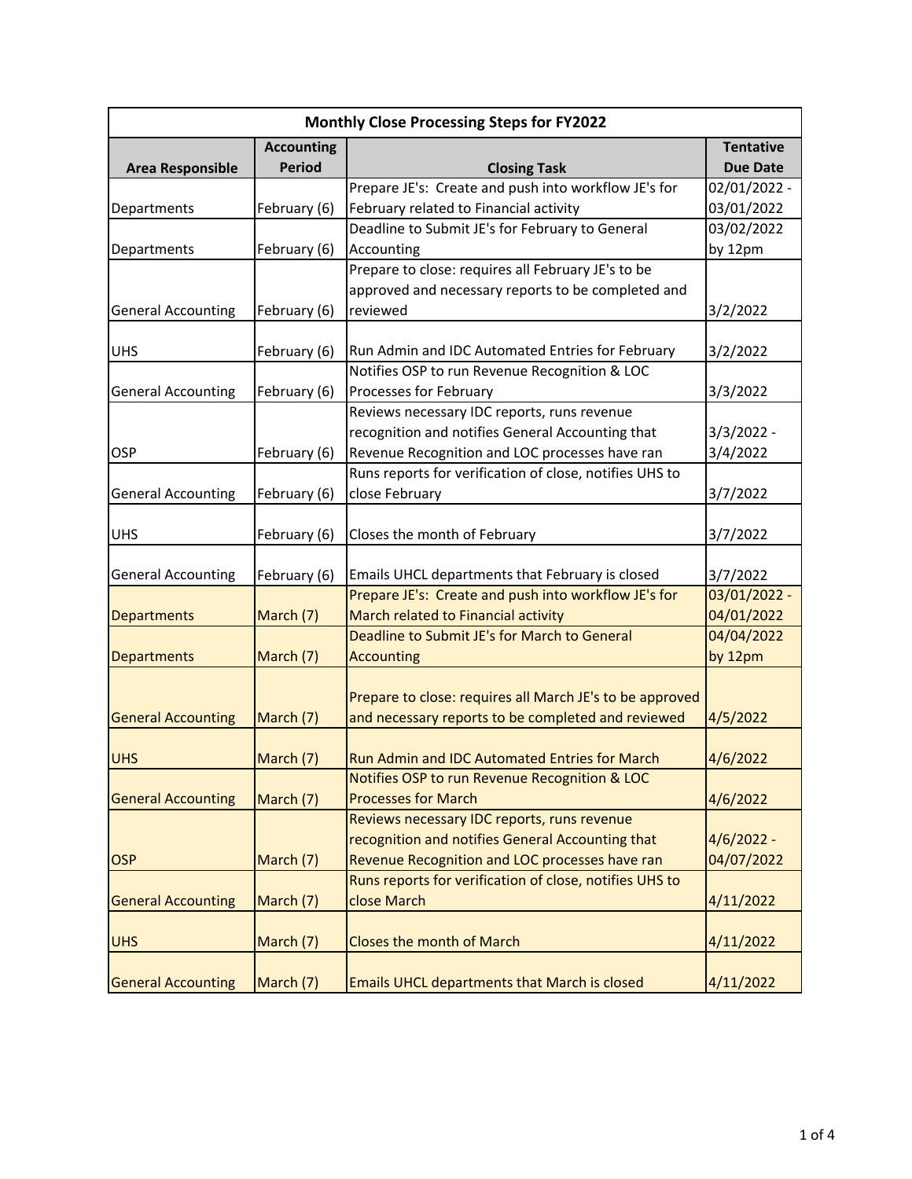| Monthly Close Processing Steps for FY2022 | | | |
|---|---|---|---|
| **Area Responsible** | **Accounting Period** | **Closing Task** | **Tentative Due Date** |
| Departments | February (6) | Prepare JE's: Create and push into workflow JE's for February related to Financial activity | 02/01/2022 - 03/01/2022 |
| Departments | February (6) | Deadline to Submit JE's for February to General Accounting | 03/02/2022 by 12pm |
| General Accounting | February (6) | Prepare to close: requires all February JE's to be approved and necessary reports to be completed and reviewed | 3/2/2022 |
| UHS | February (6) | Run Admin and IDC Automated Entries for February | 3/2/2022 |
| General Accounting | February (6) | Notifies OSP to run Revenue Recognition & LOC Processes for February | 3/3/2022 |
| OSP | February (6) | Reviews necessary IDC reports, runs revenue recognition and notifies General Accounting that Revenue Recognition and LOC processes have ran | 3/3/2022 - 3/4/2022 |
| General Accounting | February (6) | Runs reports for verification of close, notifies UHS to close February | 3/7/2022 |
| UHS | February (6) | Closes the month of February | 3/7/2022 |
| General Accounting | February (6) | Emails UHCL departments that February is closed | 3/7/2022 |
| Departments | March (7) | Prepare JE's: Create and push into workflow JE's for March related to Financial activity | 03/01/2022 - 04/01/2022 |
| Departments | March (7) | Deadline to Submit JE's for March to General Accounting | 04/04/2022 by 12pm |
| General Accounting | March (7) | Prepare to close: requires all March JE's to be approved and necessary reports to be completed and reviewed | 4/5/2022 |
| UHS | March (7) | Run Admin and IDC Automated Entries for March | 4/6/2022 |
| General Accounting | March (7) | Notifies OSP to run Revenue Recognition & LOC Processes for March | 4/6/2022 |
| OSP | March (7) | Reviews necessary IDC reports, runs revenue recognition and notifies General Accounting that Revenue Recognition and LOC processes have ran | 4/6/2022 - 04/07/2022 |
| General Accounting | March (7) | Runs reports for verification of close, notifies UHS to close March | 4/11/2022 |
| UHS | March (7) | Closes the month of March | 4/11/2022 |
| General Accounting | March (7) | Emails UHCL departments that March is closed | 4/11/2022 |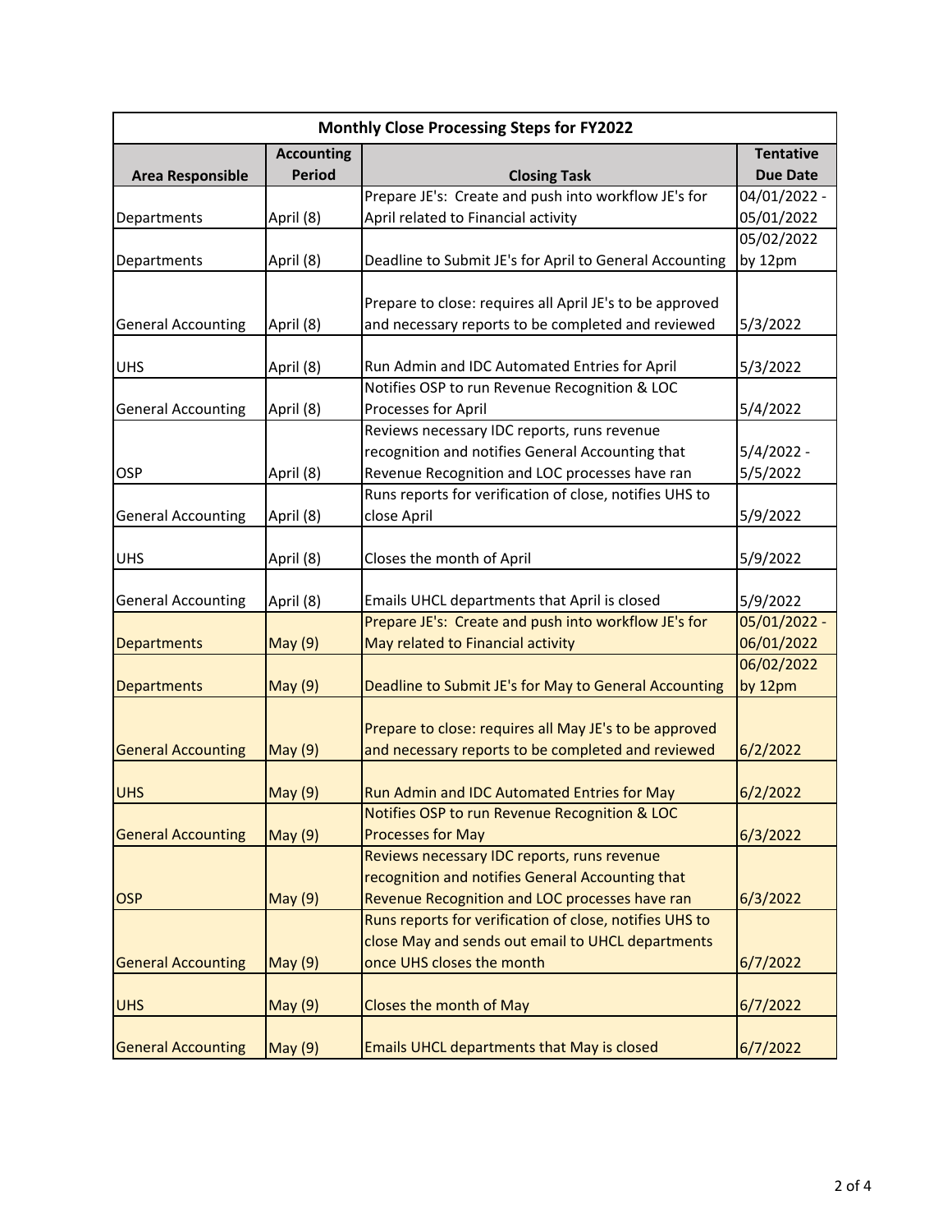| Monthly Close Processing Steps for FY2022 | | | |
|---|---|---|---|
| **Area Responsible** | **Accounting Period** | **Closing Task** | **Tentative Due Date** |
| Departments | April (8) | Prepare JE's: Create and push into workflow JE's for April related to Financial activity | 04/01/2022 - 05/01/2022 |
| Departments | April (8) | Deadline to Submit JE's for April to General Accounting | 05/02/2022 by 12pm |
| General Accounting | April (8) | Prepare to close: requires all April JE's to be approved and necessary reports to be completed and reviewed | 5/3/2022 |
| UHS | April (8) | Run Admin and IDC Automated Entries for April | 5/3/2022 |
| General Accounting | April (8) | Notifies OSP to run Revenue Recognition & LOC Processes for April | 5/4/2022 |
| OSP | April (8) | Reviews necessary IDC reports, runs revenue recognition and notifies General Accounting that Revenue Recognition and LOC processes have ran | 5/4/2022 - 5/5/2022 |
| General Accounting | April (8) | Runs reports for verification of close, notifies UHS to close April | 5/9/2022 |
| UHS | April (8) | Closes the month of April | 5/9/2022 |
| General Accounting | April (8) | Emails UHCL departments that April is closed | 5/9/2022 |
| Departments | May (9) | Prepare JE's: Create and push into workflow JE's for May related to Financial activity | 05/01/2022 - 06/01/2022 |
| Departments | May (9) | Deadline to Submit JE's for May to General Accounting | 06/02/2022 by 12pm |
| General Accounting | May (9) | Prepare to close: requires all May JE's to be approved and necessary reports to be completed and reviewed | 6/2/2022 |
| UHS | May (9) | Run Admin and IDC Automated Entries for May | 6/2/2022 |
| General Accounting | May (9) | Notifies OSP to run Revenue Recognition & LOC Processes for May | 6/3/2022 |
| OSP | May (9) | Reviews necessary IDC reports, runs revenue recognition and notifies General Accounting that Revenue Recognition and LOC processes have ran | 6/3/2022 |
| General Accounting | May (9) | Runs reports for verification of close, notifies UHS to close May and sends out email to UHCL departments once UHS closes the month | 6/7/2022 |
| UHS | May (9) | Closes the month of May | 6/7/2022 |
| General Accounting | May (9) | Emails UHCL departments that May is closed | 6/7/2022 |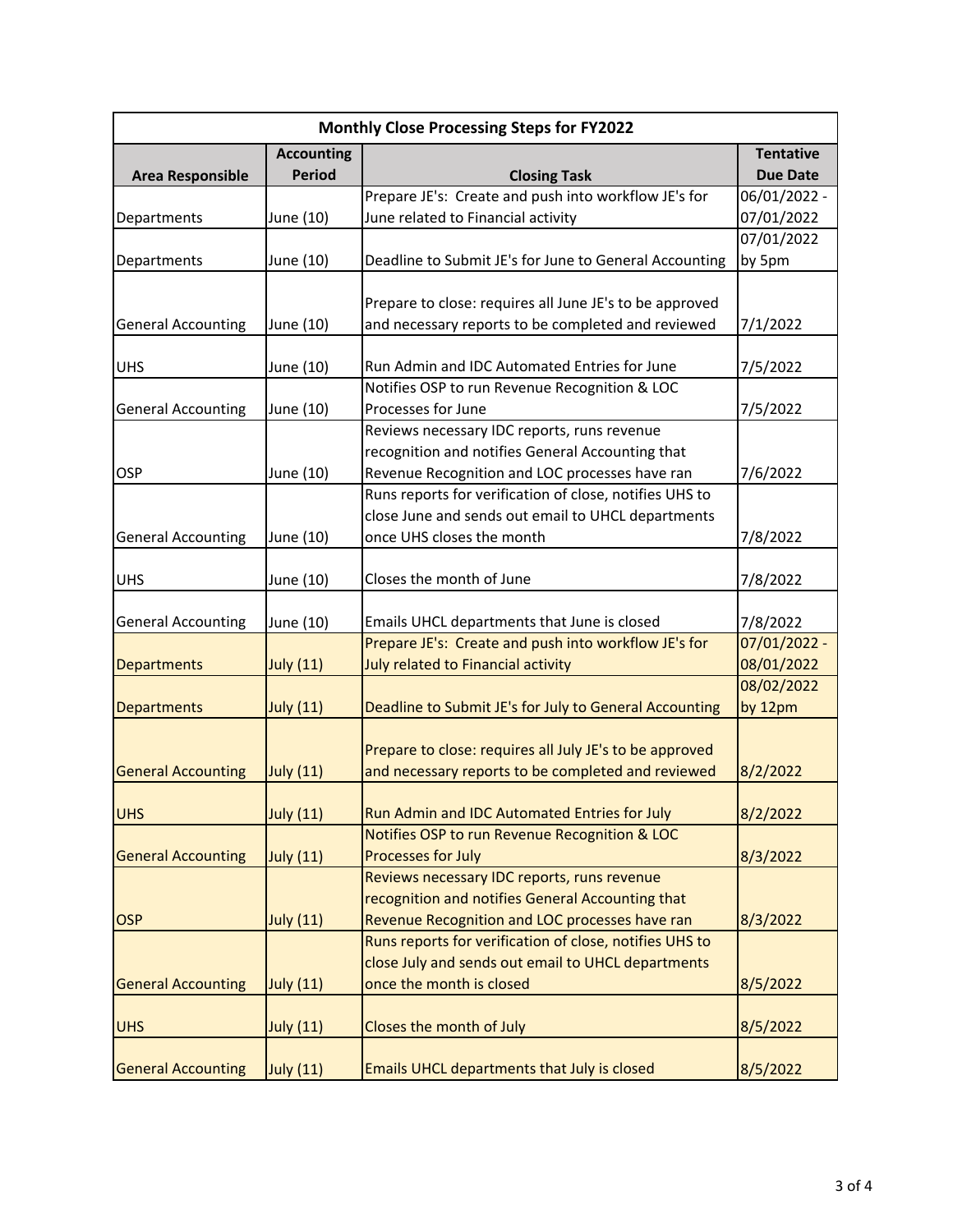| Monthly Close Processing Steps for FY2022 | | | |
|---|---|---|---|
| **Area Responsible** | **Accounting Period** | **Closing Task** | **Tentative Due Date** |
| Departments | June (10) | Prepare JE's: Create and push into workflow JE's for June related to Financial activity | 06/01/2022 - 07/01/2022 |
| Departments | June (10) | Deadline to Submit JE's for June to General Accounting | 07/01/2022 by 5pm |
| General Accounting | June (10) | Prepare to close: requires all June JE's to be approved and necessary reports to be completed and reviewed | 7/1/2022 |
| UHS | June (10) | Run Admin and IDC Automated Entries for June | 7/5/2022 |
| General Accounting | June (10) | Notifies OSP to run Revenue Recognition & LOC Processes for June | 7/5/2022 |
| OSP | June (10) | Reviews necessary IDC reports, runs revenue recognition and notifies General Accounting that Revenue Recognition and LOC processes have ran | 7/6/2022 |
| General Accounting | June (10) | Runs reports for verification of close, notifies UHS to close June and sends out email to UHCL departments once UHS closes the month | 7/8/2022 |
| UHS | June (10) | Closes the month of June | 7/8/2022 |
| General Accounting | June (10) | Emails UHCL departments that June is closed | 7/8/2022 |
| Departments | July (11) | Prepare JE's: Create and push into workflow JE's for July related to Financial activity | 07/01/2022 - 08/01/2022 |
| Departments | July (11) | Deadline to Submit JE's for July to General Accounting | 08/02/2022 by 12pm |
| General Accounting | July (11) | Prepare to close: requires all July JE's to be approved and necessary reports to be completed and reviewed | 8/2/2022 |
| UHS | July (11) | Run Admin and IDC Automated Entries for July | 8/2/2022 |
| General Accounting | July (11) | Notifies OSP to run Revenue Recognition & LOC Processes for July | 8/3/2022 |
| OSP | July (11) | Reviews necessary IDC reports, runs revenue recognition and notifies General Accounting that Revenue Recognition and LOC processes have ran | 8/3/2022 |
| General Accounting | July (11) | Runs reports for verification of close, notifies UHS to close July and sends out email to UHCL departments once the month is closed | 8/5/2022 |
| UHS | July (11) | Closes the month of July | 8/5/2022 |
| General Accounting | July (11) | Emails UHCL departments that July is closed | 8/5/2022 |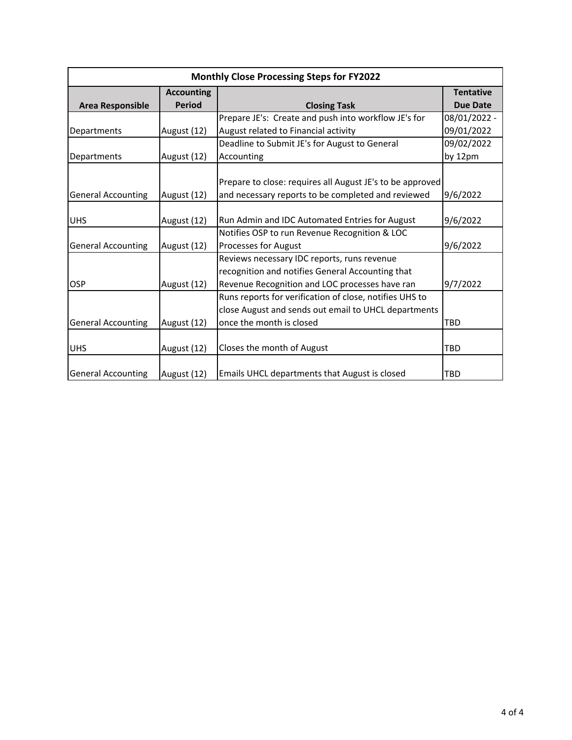| Monthly Close Processing Steps for FY2022 | | | |
|---|---|---|---|
| **Area Responsible** | **Accounting Period** | **Closing Task** | **Tentative Due Date** |
| Departments | August (12) | Prepare JE's: Create and push into workflow JE's for August related to Financial activity | 08/01/2022 - 09/01/2022 |
| Departments | August (12) | Deadline to Submit JE's for August to General Accounting | 09/02/2022 by 12pm |
| General Accounting | August (12) | Prepare to close: requires all August JE's to be approved and necessary reports to be completed and reviewed | 9/6/2022 |
| UHS | August (12) | Run Admin and IDC Automated Entries for August | 9/6/2022 |
| General Accounting | August (12) | Notifies OSP to run Revenue Recognition & LOC Processes for August | 9/6/2022 |
| OSP | August (12) | Reviews necessary IDC reports, runs revenue recognition and notifies General Accounting that Revenue Recognition and LOC processes have ran | 9/7/2022 |
| General Accounting | August (12) | Runs reports for verification of close, notifies UHS to close August and sends out email to UHCL departments once the month is closed | TBD |
| UHS | August (12) | Closes the month of August | TBD |
| General Accounting | August (12) | Emails UHCL departments that August is closed | TBD |